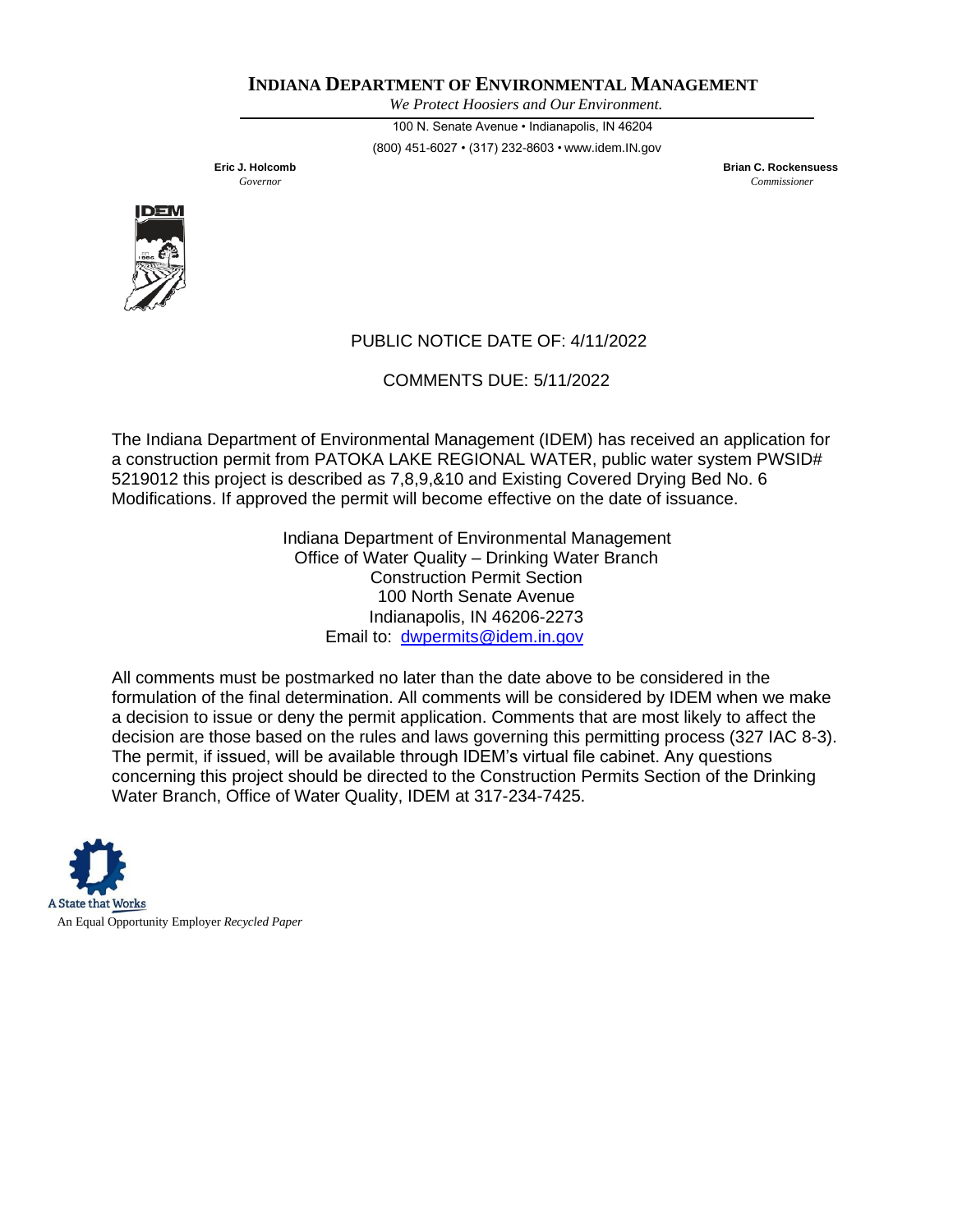# INDIANA DEPARTMENT OF ENVIRONMENTAL MANAGEMENT

*We Protect Hoosiers and Our Environment.*

100 N. Senate Avenue • Indianapolis, IN 46204

(800) 451-6027 • (317) 232-8603 • www.idem.IN.gov

**Eric J. Holcomb**
*Governor*

**Brian C. Rockensuess**
*Commissioner*

PUBLIC NOTICE DATE OF: 4/11/2022

COMMENTS DUE: 5/11/2022

The Indiana Department of Environmental Management (IDEM) has received an application for a construction permit from PATOKA LAKE REGIONAL WATER, public water system PWSID# 5219012 this project is described as 7,8,9,&10 and Existing Covered Drying Bed No. 6 Modifications. If approved the permit will become effective on the date of issuance.

Indiana Department of Environmental Management
Office of Water Quality – Drinking Water Branch
Construction Permit Section
100 North Senate Avenue
Indianapolis, IN 46206-2273
Email to: dwpermits@idem.in.gov

All comments must be postmarked no later than the date above to be considered in the formulation of the final determination. All comments will be considered by IDEM when we make a decision to issue or deny the permit application. Comments that are most likely to affect the decision are those based on the rules and laws governing this permitting process (327 IAC 8-3). The permit, if issued, will be available through IDEM's virtual file cabinet. Any questions concerning this project should be directed to the Construction Permits Section of the Drinking Water Branch, Office of Water Quality, IDEM at 317-234-7425.

A State that Works

An Equal Opportunity Employer *Recycled Paper*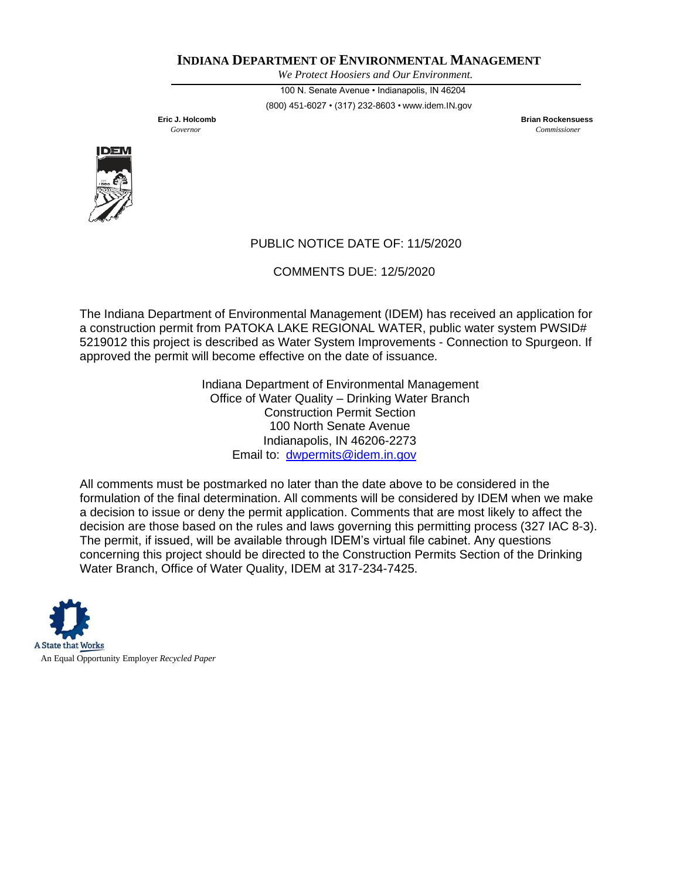# INDIANA DEPARTMENT OF ENVIRONMENTAL MANAGEMENT

*We Protect Hoosiers and Our Environment.*

100 N. Senate Avenue • Indianapolis, IN 46204

(800) 451-6027 • (317) 232-8603 • www.idem.IN.gov

**Eric J. Holcomb**
*Governor*

**Brian Rockensuess**
*Commissioner*

PUBLIC NOTICE DATE OF: 11/5/2020

COMMENTS DUE: 12/5/2020

The Indiana Department of Environmental Management (IDEM) has received an application for a construction permit from PATOKA LAKE REGIONAL WATER, public water system PWSID# 5219012 this project is described as Water System Improvements - Connection to Spurgeon. If approved the permit will become effective on the date of issuance.

Indiana Department of Environmental Management
Office of Water Quality – Drinking Water Branch
Construction Permit Section
100 North Senate Avenue
Indianapolis, IN 46206-2273
Email to: dwpermits@idem.in.gov

All comments must be postmarked no later than the date above to be considered in the formulation of the final determination. All comments will be considered by IDEM when we make a decision to issue or deny the permit application. Comments that are most likely to affect the decision are those based on the rules and laws governing this permitting process (327 IAC 8-3). The permit, if issued, will be available through IDEM's virtual file cabinet. Any questions concerning this project should be directed to the Construction Permits Section of the Drinking Water Branch, Office of Water Quality, IDEM at 317-234-7425.

A State that Works

An Equal Opportunity Employer *Recycled Paper*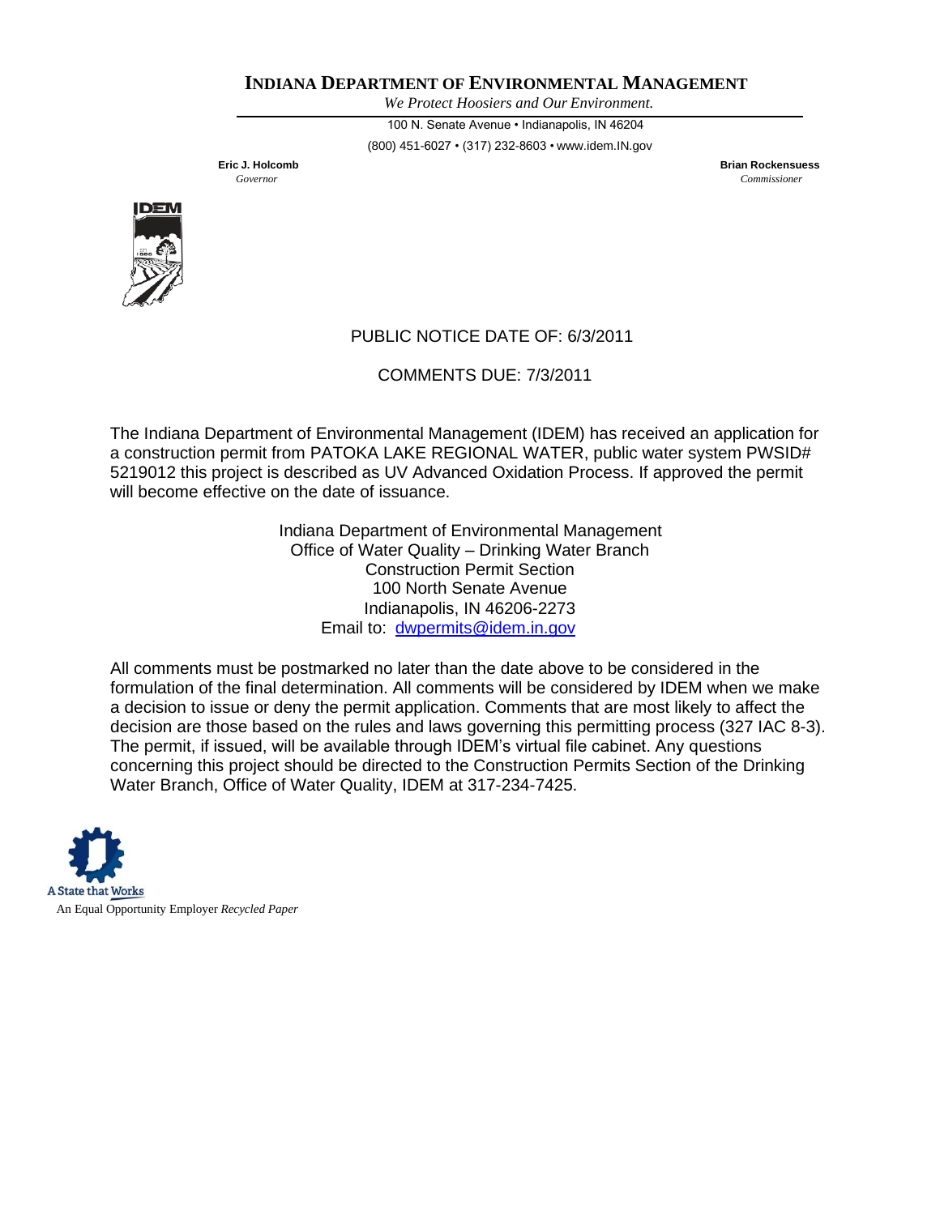**INDIANA DEPARTMENT OF ENVIRONMENTAL MANAGEMENT**

*We Protect Hoosiers and Our Environment.*

100 N. Senate Avenue • Indianapolis, IN 46204

(800) 451-6027 • (317) 232-8603 • www.idem.IN.gov

**Eric J. Holcomb**
*Governor*

**Brian Rockensuess**
*Commissioner*

PUBLIC NOTICE DATE OF: 6/3/2011

COMMENTS DUE: 7/3/2011

The Indiana Department of Environmental Management (IDEM) has received an application for a construction permit from PATOKA LAKE REGIONAL WATER, public water system PWSID# 5219012 this project is described as UV Advanced Oxidation Process. If approved the permit will become effective on the date of issuance.

Indiana Department of Environmental Management
Office of Water Quality – Drinking Water Branch
Construction Permit Section
100 North Senate Avenue
Indianapolis, IN 46206-2273
Email to: dwpermits@idem.in.gov

All comments must be postmarked no later than the date above to be considered in the formulation of the final determination. All comments will be considered by IDEM when we make a decision to issue or deny the permit application. Comments that are most likely to affect the decision are those based on the rules and laws governing this permitting process (327 IAC 8-3). The permit, if issued, will be available through IDEM's virtual file cabinet. Any questions concerning this project should be directed to the Construction Permits Section of the Drinking Water Branch, Office of Water Quality, IDEM at 317-234-7425.

A State that Works

An Equal Opportunity Employer *Recycled Paper*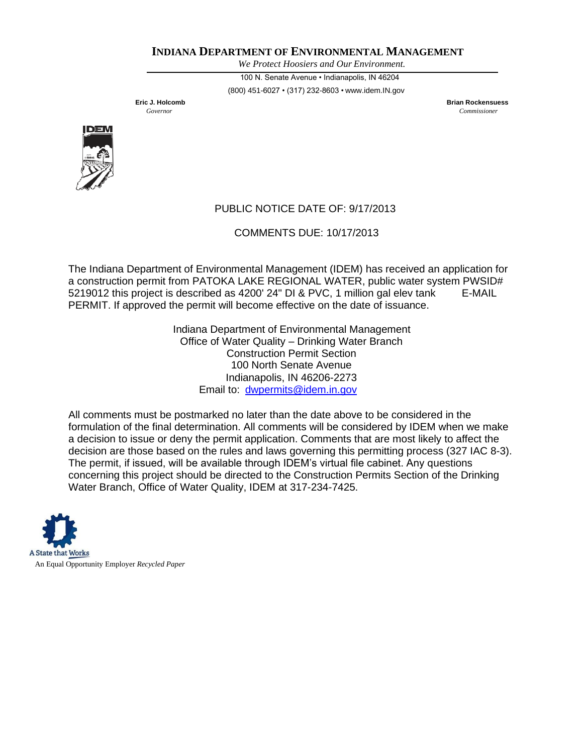**INDIANA DEPARTMENT OF ENVIRONMENTAL MANAGEMENT**

*We Protect Hoosiers and Our Environment.*

100 N. Senate Avenue • Indianapolis, IN 46204

(800) 451-6027 • (317) 232-8603 • www.idem.IN.gov

**Eric J. Holcomb**
*Governor*

**Brian Rockensuess**
*Commissioner*

PUBLIC NOTICE DATE OF: 9/17/2013

COMMENTS DUE: 10/17/2013

The Indiana Department of Environmental Management (IDEM) has received an application for a construction permit from PATOKA LAKE REGIONAL WATER, public water system PWSID# 5219012 this project is described as 4200' 24" DI & PVC, 1 million gal elev tank E-MAIL PERMIT. If approved the permit will become effective on the date of issuance.

Indiana Department of Environmental Management
Office of Water Quality – Drinking Water Branch
Construction Permit Section
100 North Senate Avenue
Indianapolis, IN 46206-2273
Email to: dwpermits@idem.in.gov

All comments must be postmarked no later than the date above to be considered in the formulation of the final determination. All comments will be considered by IDEM when we make a decision to issue or deny the permit application. Comments that are most likely to affect the decision are those based on the rules and laws governing this permitting process (327 IAC 8-3). The permit, if issued, will be available through IDEM's virtual file cabinet. Any questions concerning this project should be directed to the Construction Permits Section of the Drinking Water Branch, Office of Water Quality, IDEM at 317-234-7425.

A State that Works

An Equal Opportunity Employer *Recycled Paper*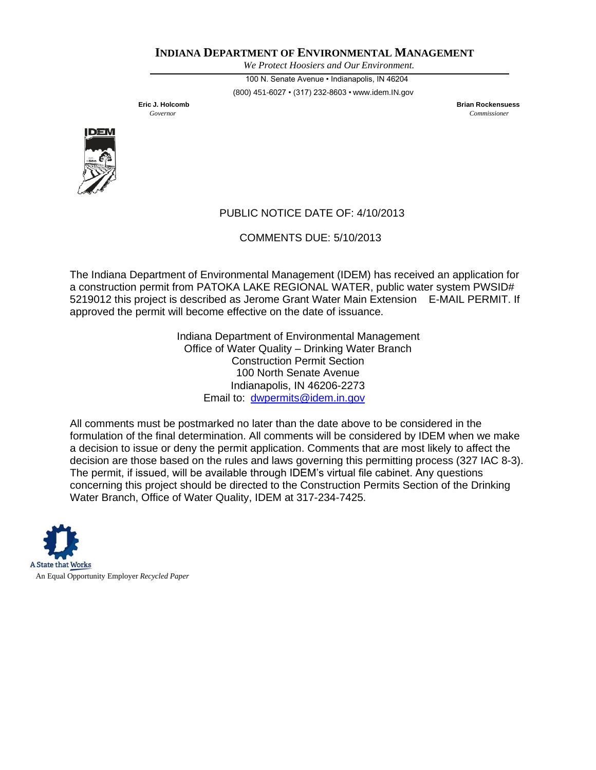**INDIANA DEPARTMENT OF ENVIRONMENTAL MANAGEMENT**

*We Protect Hoosiers and Our Environment.*

100 N. Senate Avenue • Indianapolis, IN 46204

(800) 451-6027 • (317) 232-8603 • www.idem.IN.gov

**Eric J. Holcomb**
*Governor*

**Brian Rockensuess**
*Commissioner*

PUBLIC NOTICE DATE OF: 4/10/2013

COMMENTS DUE: 5/10/2013

The Indiana Department of Environmental Management (IDEM) has received an application for a construction permit from PATOKA LAKE REGIONAL WATER, public water system PWSID# 5219012 this project is described as Jerome Grant Water Main Extension E-MAIL PERMIT. If approved the permit will become effective on the date of issuance.

Indiana Department of Environmental Management
Office of Water Quality – Drinking Water Branch
Construction Permit Section
100 North Senate Avenue
Indianapolis, IN 46206-2273
Email to: dwpermits@idem.in.gov

All comments must be postmarked no later than the date above to be considered in the formulation of the final determination. All comments will be considered by IDEM when we make a decision to issue or deny the permit application. Comments that are most likely to affect the decision are those based on the rules and laws governing this permitting process (327 IAC 8-3). The permit, if issued, will be available through IDEM's virtual file cabinet. Any questions concerning this project should be directed to the Construction Permits Section of the Drinking Water Branch, Office of Water Quality, IDEM at 317-234-7425.

A State that Works

An Equal Opportunity Employer *Recycled Paper*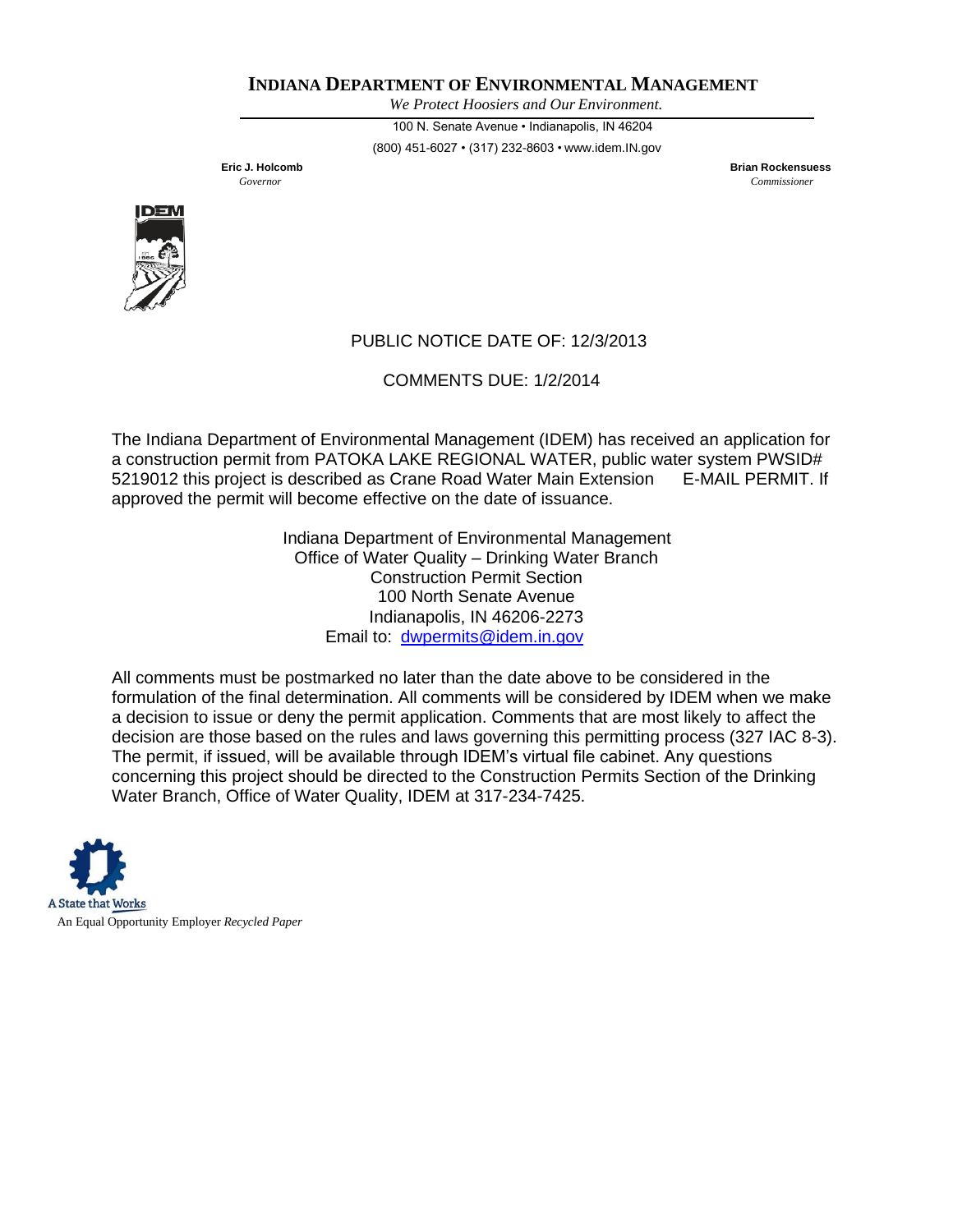# INDIANA DEPARTMENT OF ENVIRONMENTAL MANAGEMENT

*We Protect Hoosiers and Our Environment.*

100 N. Senate Avenue • Indianapolis, IN 46204

(800) 451-6027 • (317) 232-8603 • www.idem.IN.gov

**Eric J. Holcomb**
*Governor*

**Brian Rockensuess**
*Commissioner*

PUBLIC NOTICE DATE OF: 12/3/2013

COMMENTS DUE: 1/2/2014

The Indiana Department of Environmental Management (IDEM) has received an application for a construction permit from PATOKA LAKE REGIONAL WATER, public water system PWSID# 5219012 this project is described as Crane Road Water Main Extension E-MAIL PERMIT. If approved the permit will become effective on the date of issuance.

Indiana Department of Environmental Management
Office of Water Quality – Drinking Water Branch
Construction Permit Section
100 North Senate Avenue
Indianapolis, IN 46206-2273
Email to: dwpermits@idem.in.gov

All comments must be postmarked no later than the date above to be considered in the formulation of the final determination. All comments will be considered by IDEM when we make a decision to issue or deny the permit application. Comments that are most likely to affect the decision are those based on the rules and laws governing this permitting process (327 IAC 8-3). The permit, if issued, will be available through IDEM's virtual file cabinet. Any questions concerning this project should be directed to the Construction Permits Section of the Drinking Water Branch, Office of Water Quality, IDEM at 317-234-7425.

A State that Works

An Equal Opportunity Employer *Recycled Paper*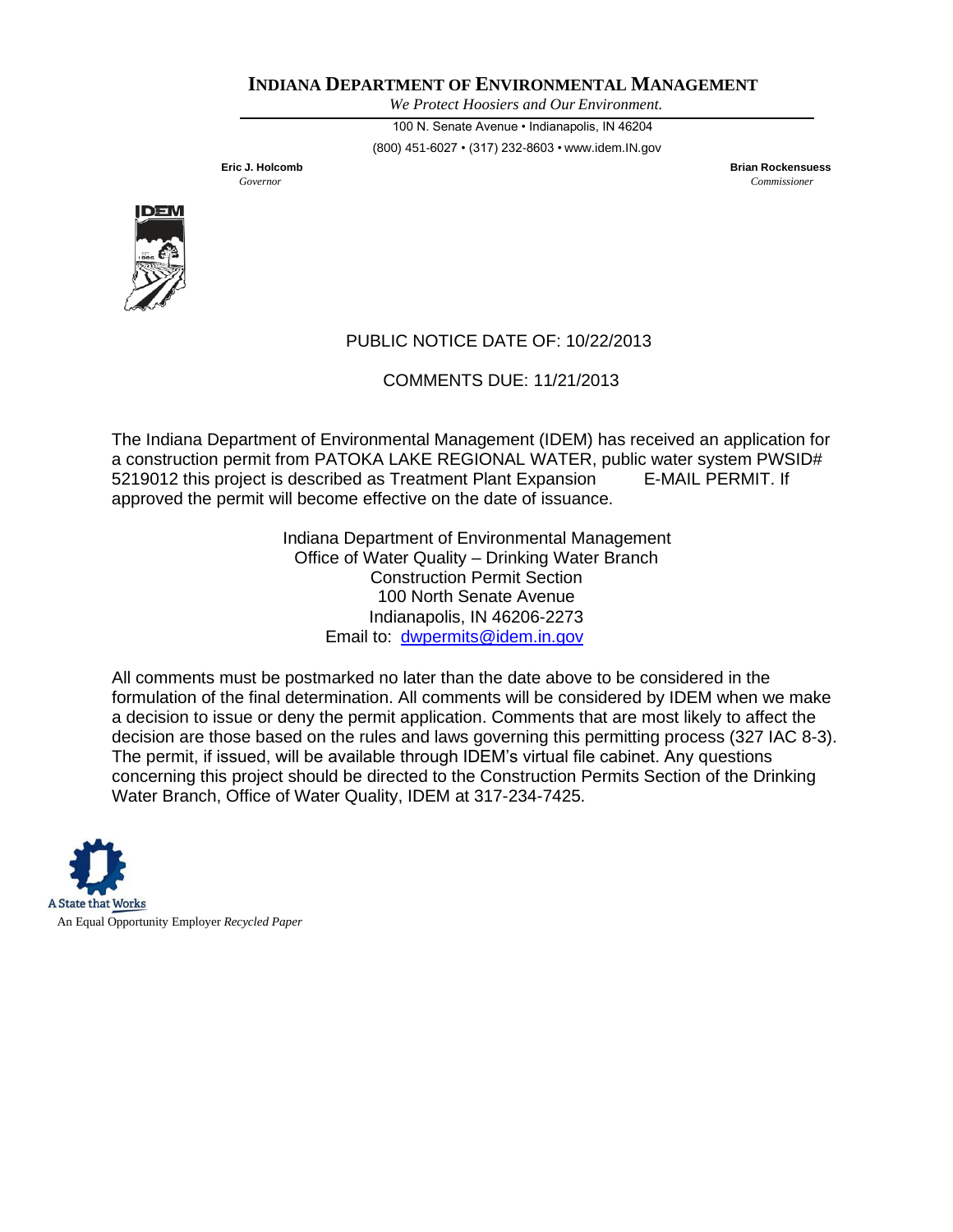**INDIANA DEPARTMENT OF ENVIRONMENTAL MANAGEMENT**

*We Protect Hoosiers and Our Environment.*

100 N. Senate Avenue • Indianapolis, IN 46204

(800) 451-6027 • (317) 232-8603 • www.idem.IN.gov

**Eric J. Holcomb**
*Governor*

**Brian Rockensuess**
*Commissioner*

PUBLIC NOTICE DATE OF: 10/22/2013

COMMENTS DUE: 11/21/2013

The Indiana Department of Environmental Management (IDEM) has received an application for a construction permit from PATOKA LAKE REGIONAL WATER, public water system PWSID# 5219012 this project is described as Treatment Plant Expansion E-MAIL PERMIT. If approved the permit will become effective on the date of issuance.

Indiana Department of Environmental Management
Office of Water Quality – Drinking Water Branch
Construction Permit Section
100 North Senate Avenue
Indianapolis, IN 46206-2273
Email to: dwpermits@idem.in.gov

All comments must be postmarked no later than the date above to be considered in the formulation of the final determination. All comments will be considered by IDEM when we make a decision to issue or deny the permit application. Comments that are most likely to affect the decision are those based on the rules and laws governing this permitting process (327 IAC 8-3). The permit, if issued, will be available through IDEM's virtual file cabinet. Any questions concerning this project should be directed to the Construction Permits Section of the Drinking Water Branch, Office of Water Quality, IDEM at 317-234-7425.

A State that Works

An Equal Opportunity Employer *Recycled Paper*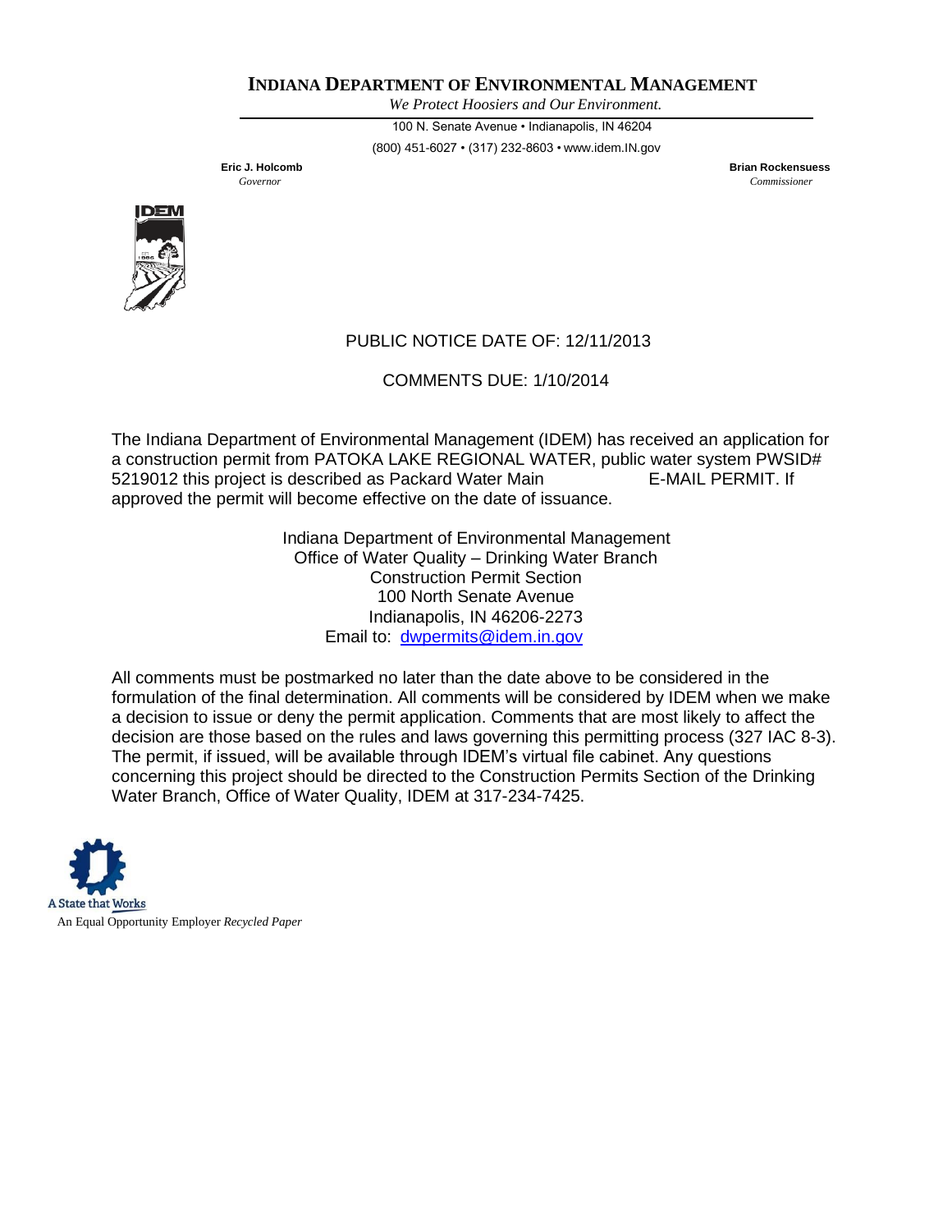# INDIANA DEPARTMENT OF ENVIRONMENTAL MANAGEMENT

*We Protect Hoosiers and Our Environment.*

100 N. Senate Avenue • Indianapolis, IN 46204

(800) 451-6027 • (317) 232-8603 • www.idem.IN.gov

**Eric J. Holcomb**
*Governor*

**Brian Rockensuess**
*Commissioner*

PUBLIC NOTICE DATE OF: 12/11/2013

COMMENTS DUE: 1/10/2014

The Indiana Department of Environmental Management (IDEM) has received an application for a construction permit from PATOKA LAKE REGIONAL WATER, public water system PWSID# 5219012 this project is described as Packard Water Main E-MAIL PERMIT. If approved the permit will become effective on the date of issuance.

Indiana Department of Environmental Management
Office of Water Quality – Drinking Water Branch
Construction Permit Section
100 North Senate Avenue
Indianapolis, IN 46206-2273
Email to: dwpermits@idem.in.gov

All comments must be postmarked no later than the date above to be considered in the formulation of the final determination. All comments will be considered by IDEM when we make a decision to issue or deny the permit application. Comments that are most likely to affect the decision are those based on the rules and laws governing this permitting process (327 IAC 8-3). The permit, if issued, will be available through IDEM's virtual file cabinet. Any questions concerning this project should be directed to the Construction Permits Section of the Drinking Water Branch, Office of Water Quality, IDEM at 317-234-7425.

A State that Works

An Equal Opportunity Employer *Recycled Paper*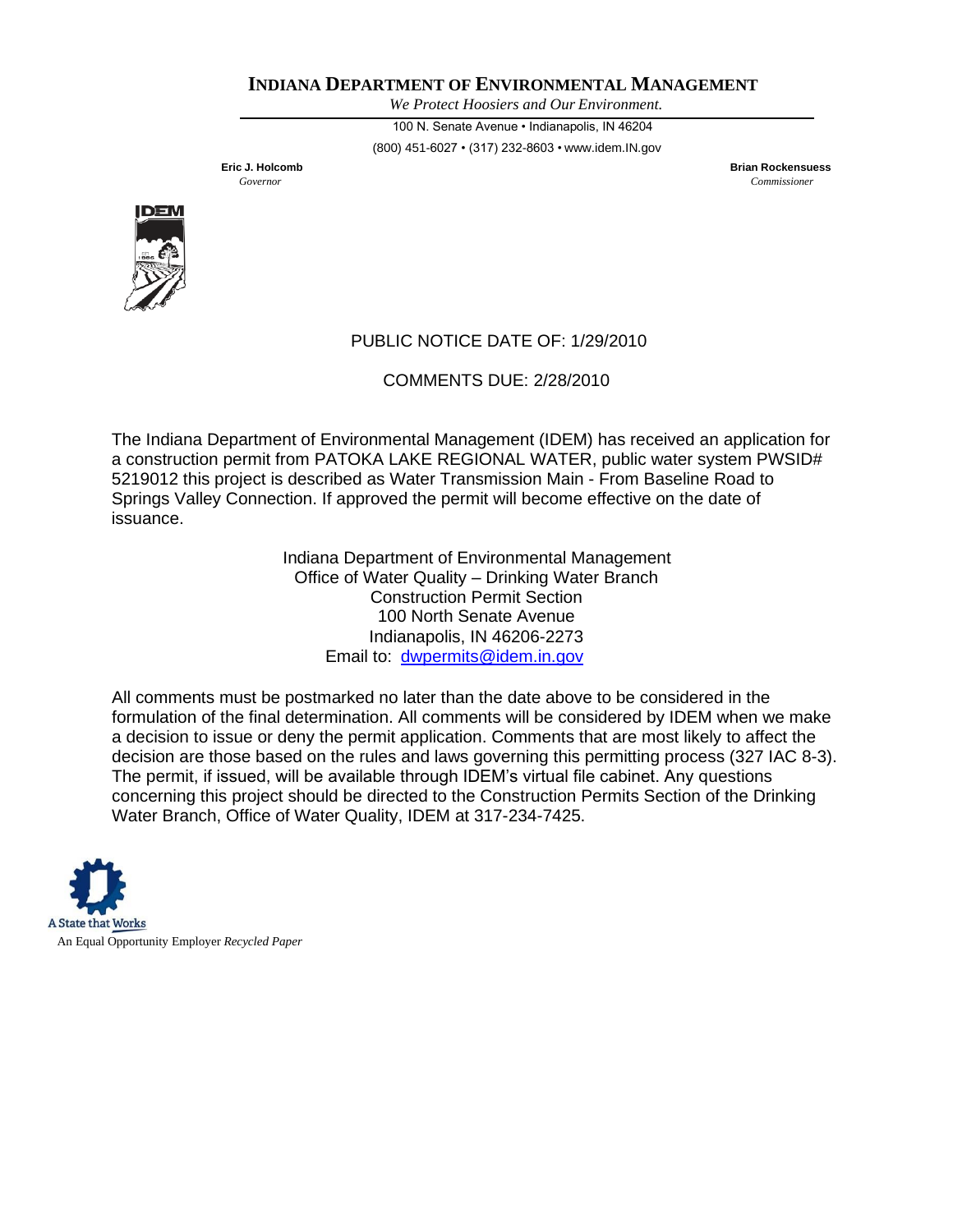# INDIANA DEPARTMENT OF ENVIRONMENTAL MANAGEMENT

*We Protect Hoosiers and Our Environment.*

100 N. Senate Avenue • Indianapolis, IN 46204

(800) 451-6027 • (317) 232-8603 • www.idem.IN.gov

**Eric J. Holcomb**
*Governor*

**Brian Rockensuess**
*Commissioner*

PUBLIC NOTICE DATE OF: 1/29/2010

COMMENTS DUE: 2/28/2010

The Indiana Department of Environmental Management (IDEM) has received an application for a construction permit from PATOKA LAKE REGIONAL WATER, public water system PWSID# 5219012 this project is described as Water Transmission Main - From Baseline Road to Springs Valley Connection. If approved the permit will become effective on the date of issuance.

Indiana Department of Environmental Management
Office of Water Quality – Drinking Water Branch
Construction Permit Section
100 North Senate Avenue
Indianapolis, IN 46206-2273
Email to: dwpermits@idem.in.gov

All comments must be postmarked no later than the date above to be considered in the formulation of the final determination. All comments will be considered by IDEM when we make a decision to issue or deny the permit application. Comments that are most likely to affect the decision are those based on the rules and laws governing this permitting process (327 IAC 8-3). The permit, if issued, will be available through IDEM's virtual file cabinet. Any questions concerning this project should be directed to the Construction Permits Section of the Drinking Water Branch, Office of Water Quality, IDEM at 317-234-7425.

A State that Works

An Equal Opportunity Employer *Recycled Paper*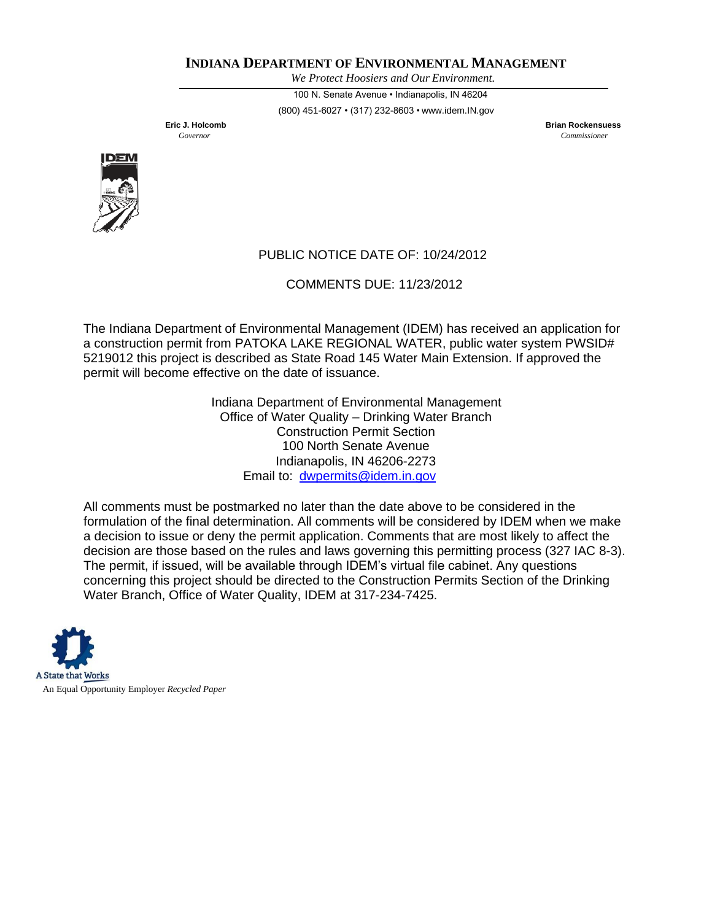**INDIANA DEPARTMENT OF ENVIRONMENTAL MANAGEMENT**

*We Protect Hoosiers and Our Environment.*

100 N. Senate Avenue • Indianapolis, IN 46204

(800) 451-6027 • (317) 232-8603 • www.idem.IN.gov

**Eric J. Holcomb**
*Governor*

**Brian Rockensuess**
*Commissioner*

PUBLIC NOTICE DATE OF: 10/24/2012

COMMENTS DUE: 11/23/2012

The Indiana Department of Environmental Management (IDEM) has received an application for a construction permit from PATOKA LAKE REGIONAL WATER, public water system PWSID# 5219012 this project is described as State Road 145 Water Main Extension. If approved the permit will become effective on the date of issuance.

Indiana Department of Environmental Management
Office of Water Quality – Drinking Water Branch
Construction Permit Section
100 North Senate Avenue
Indianapolis, IN 46206-2273
Email to: dwpermits@idem.in.gov

All comments must be postmarked no later than the date above to be considered in the formulation of the final determination. All comments will be considered by IDEM when we make a decision to issue or deny the permit application. Comments that are most likely to affect the decision are those based on the rules and laws governing this permitting process (327 IAC 8-3). The permit, if issued, will be available through IDEM's virtual file cabinet. Any questions concerning this project should be directed to the Construction Permits Section of the Drinking Water Branch, Office of Water Quality, IDEM at 317-234-7425.

A State that Works

An Equal Opportunity Employer *Recycled Paper*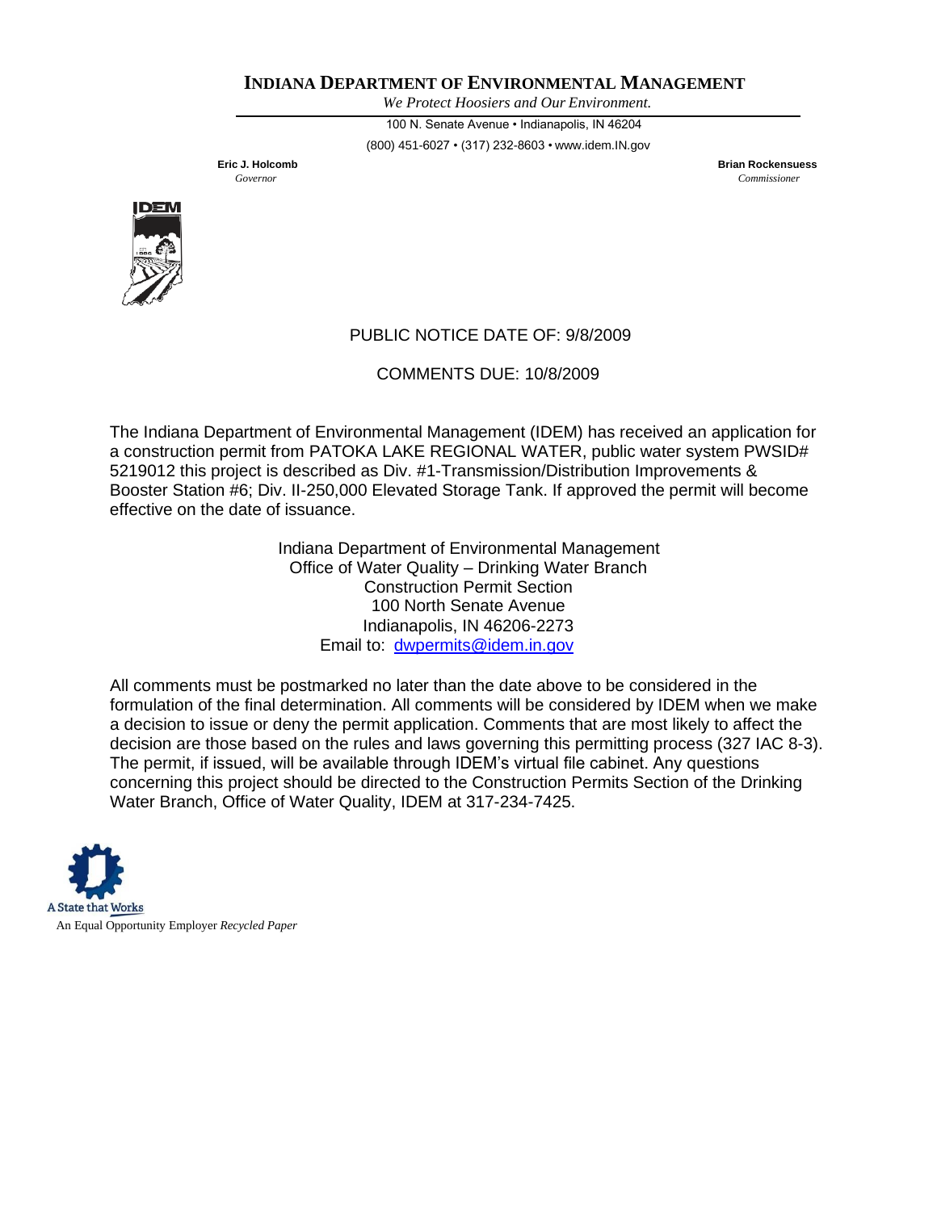**INDIANA DEPARTMENT OF ENVIRONMENTAL MANAGEMENT**

*We Protect Hoosiers and Our Environment.*

100 N. Senate Avenue • Indianapolis, IN 46204

(800) 451-6027 • (317) 232-8603 • www.idem.IN.gov

**Eric J. Holcomb**
*Governor*

**Brian Rockensuess**
*Commissioner*

PUBLIC NOTICE DATE OF: 9/8/2009

COMMENTS DUE: 10/8/2009

The Indiana Department of Environmental Management (IDEM) has received an application for a construction permit from PATOKA LAKE REGIONAL WATER, public water system PWSID# 5219012 this project is described as Div. #1-Transmission/Distribution Improvements & Booster Station #6; Div. II-250,000 Elevated Storage Tank. If approved the permit will become effective on the date of issuance.

Indiana Department of Environmental Management
Office of Water Quality – Drinking Water Branch
Construction Permit Section
100 North Senate Avenue
Indianapolis, IN 46206-2273
Email to: dwpermits@idem.in.gov

All comments must be postmarked no later than the date above to be considered in the formulation of the final determination. All comments will be considered by IDEM when we make a decision to issue or deny the permit application. Comments that are most likely to affect the decision are those based on the rules and laws governing this permitting process (327 IAC 8-3). The permit, if issued, will be available through IDEM's virtual file cabinet. Any questions concerning this project should be directed to the Construction Permits Section of the Drinking Water Branch, Office of Water Quality, IDEM at 317-234-7425.

A State that Works

An Equal Opportunity Employer *Recycled Paper*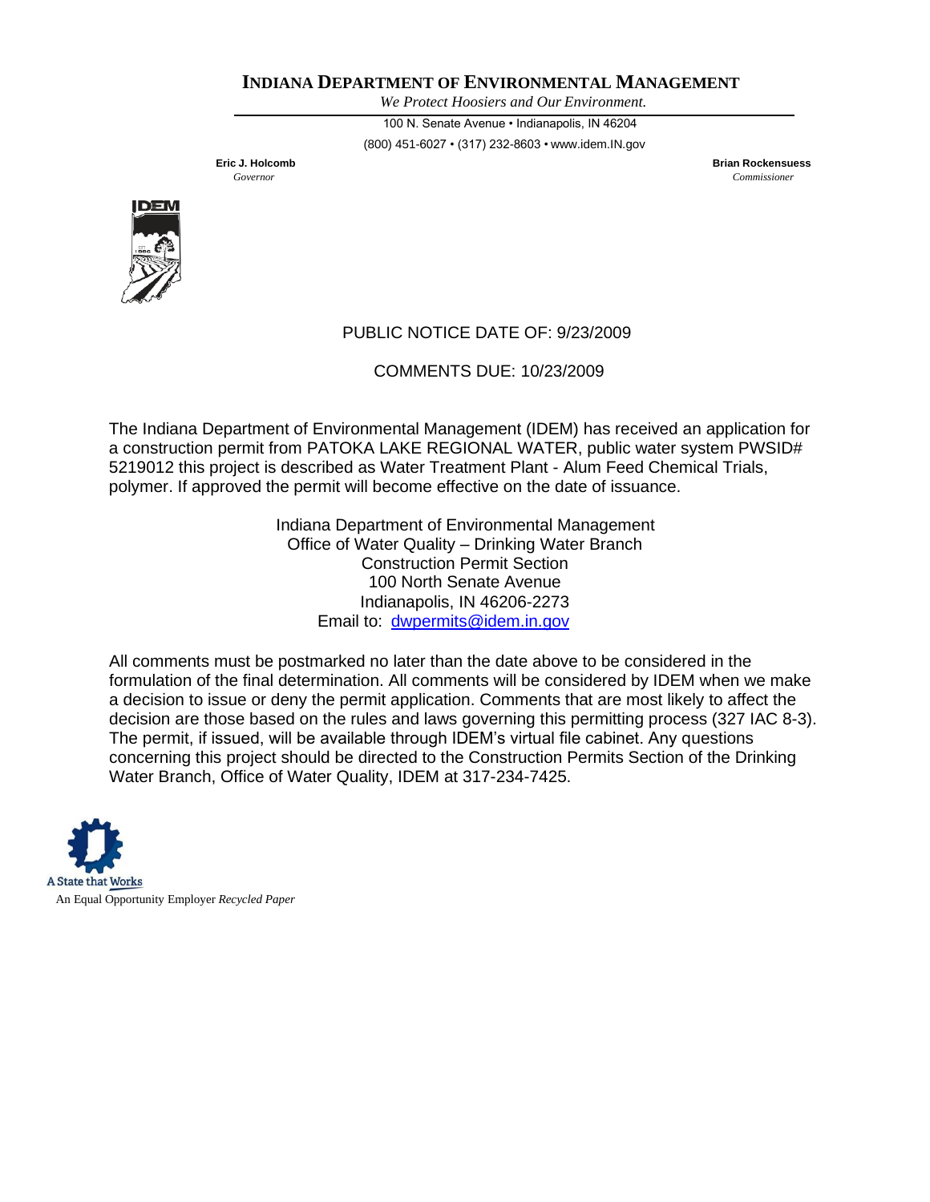**INDIANA DEPARTMENT OF ENVIRONMENTAL MANAGEMENT**

*We Protect Hoosiers and Our Environment.*

100 N. Senate Avenue • Indianapolis, IN 46204

(800) 451-6027 • (317) 232-8603 • www.idem.IN.gov

**Eric J. Holcomb**
*Governor*

**Brian Rockensuess**
*Commissioner*

PUBLIC NOTICE DATE OF: 9/23/2009

COMMENTS DUE: 10/23/2009

The Indiana Department of Environmental Management (IDEM) has received an application for a construction permit from PATOKA LAKE REGIONAL WATER, public water system PWSID# 5219012 this project is described as Water Treatment Plant - Alum Feed Chemical Trials, polymer. If approved the permit will become effective on the date of issuance.

Indiana Department of Environmental Management
Office of Water Quality – Drinking Water Branch
Construction Permit Section
100 North Senate Avenue
Indianapolis, IN 46206-2273
Email to: dwpermits@idem.in.gov

All comments must be postmarked no later than the date above to be considered in the formulation of the final determination. All comments will be considered by IDEM when we make a decision to issue or deny the permit application. Comments that are most likely to affect the decision are those based on the rules and laws governing this permitting process (327 IAC 8-3). The permit, if issued, will be available through IDEM's virtual file cabinet. Any questions concerning this project should be directed to the Construction Permits Section of the Drinking Water Branch, Office of Water Quality, IDEM at 317-234-7425.

A State that Works

An Equal Opportunity Employer *Recycled Paper*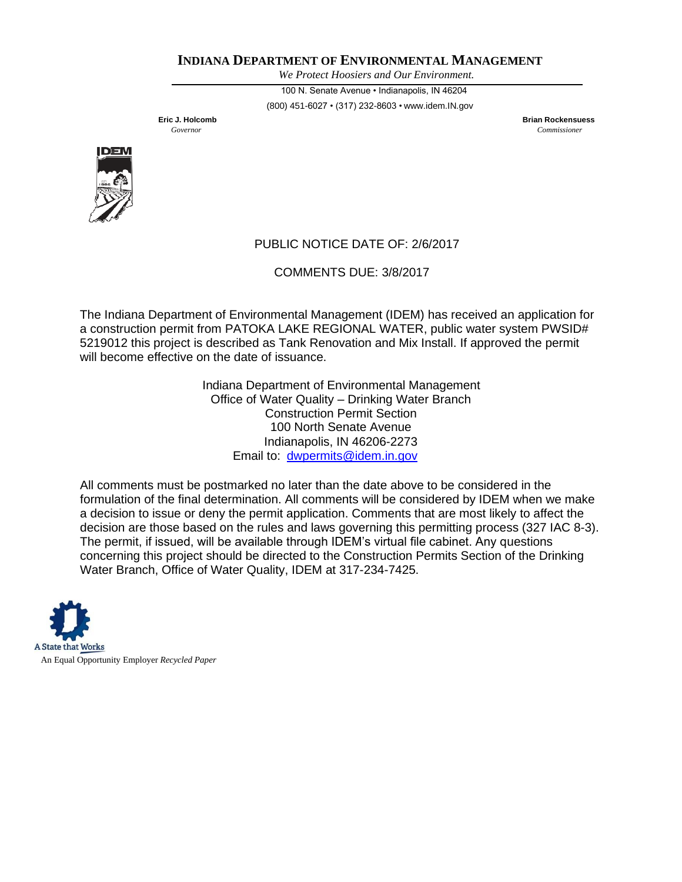**INDIANA DEPARTMENT OF ENVIRONMENTAL MANAGEMENT**

*We Protect Hoosiers and Our Environment.*

100 N. Senate Avenue • Indianapolis, IN 46204

(800) 451-6027 • (317) 232-8603 • www.idem.IN.gov

**Eric J. Holcomb**
*Governor*

**Brian Rockensuess**
*Commissioner*

PUBLIC NOTICE DATE OF: 2/6/2017

COMMENTS DUE: 3/8/2017

The Indiana Department of Environmental Management (IDEM) has received an application for a construction permit from PATOKA LAKE REGIONAL WATER, public water system PWSID# 5219012 this project is described as Tank Renovation and Mix Install. If approved the permit will become effective on the date of issuance.

Indiana Department of Environmental Management
Office of Water Quality – Drinking Water Branch
Construction Permit Section
100 North Senate Avenue
Indianapolis, IN 46206-2273
Email to: dwpermits@idem.in.gov

All comments must be postmarked no later than the date above to be considered in the formulation of the final determination. All comments will be considered by IDEM when we make a decision to issue or deny the permit application. Comments that are most likely to affect the decision are those based on the rules and laws governing this permitting process (327 IAC 8-3). The permit, if issued, will be available through IDEM's virtual file cabinet. Any questions concerning this project should be directed to the Construction Permits Section of the Drinking Water Branch, Office of Water Quality, IDEM at 317-234-7425.

A State that Works

An Equal Opportunity Employer *Recycled Paper*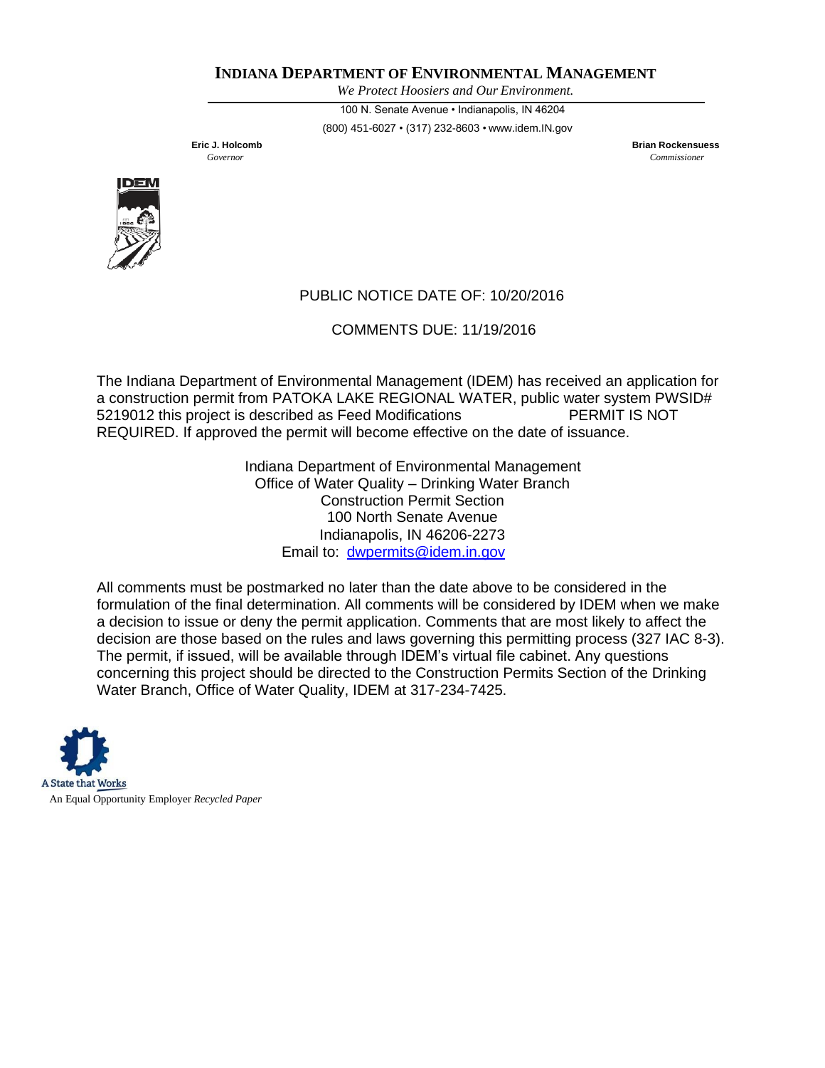**INDIANA DEPARTMENT OF ENVIRONMENTAL MANAGEMENT**

*We Protect Hoosiers and Our Environment.*

100 N. Senate Avenue • Indianapolis, IN 46204

(800) 451-6027 • (317) 232-8603 • www.idem.IN.gov

**Eric J. Holcomb**
*Governor*

**Brian Rockensuess**
*Commissioner*

PUBLIC NOTICE DATE OF: 10/20/2016

COMMENTS DUE: 11/19/2016

The Indiana Department of Environmental Management (IDEM) has received an application for a construction permit from PATOKA LAKE REGIONAL WATER, public water system PWSID# 5219012 this project is described as Feed Modifications PERMIT IS NOT REQUIRED. If approved the permit will become effective on the date of issuance.

Indiana Department of Environmental Management
Office of Water Quality – Drinking Water Branch
Construction Permit Section
100 North Senate Avenue
Indianapolis, IN 46206-2273
Email to: dwpermits@idem.in.gov

All comments must be postmarked no later than the date above to be considered in the formulation of the final determination. All comments will be considered by IDEM when we make a decision to issue or deny the permit application. Comments that are most likely to affect the decision are those based on the rules and laws governing this permitting process (327 IAC 8-3). The permit, if issued, will be available through IDEM's virtual file cabinet. Any questions concerning this project should be directed to the Construction Permits Section of the Drinking Water Branch, Office of Water Quality, IDEM at 317-234-7425.

A State that Works

An Equal Opportunity Employer *Recycled Paper*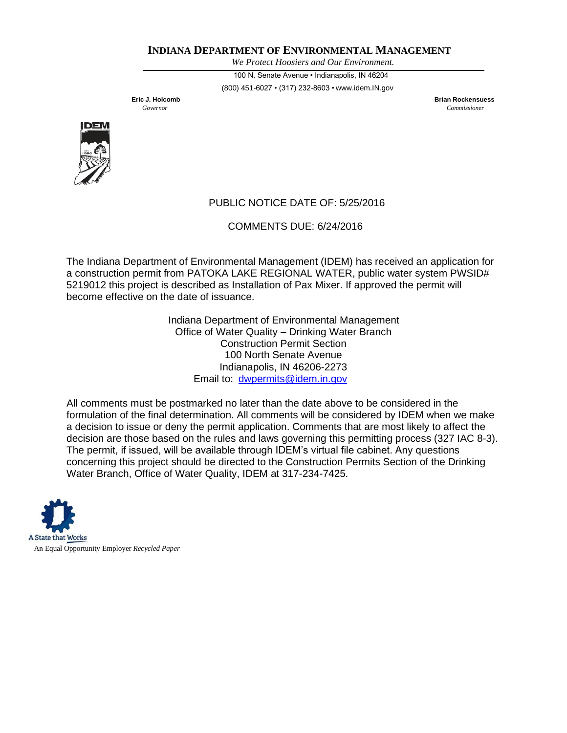# INDIANA DEPARTMENT OF ENVIRONMENTAL MANAGEMENT

*We Protect Hoosiers and Our Environment.*

100 N. Senate Avenue • Indianapolis, IN 46204

(800) 451-6027 • (317) 232-8603 • www.idem.IN.gov

**Eric J. Holcomb**
*Governor*

**Brian Rockensuess**
*Commissioner*

PUBLIC NOTICE DATE OF: 5/25/2016

COMMENTS DUE: 6/24/2016

The Indiana Department of Environmental Management (IDEM) has received an application for a construction permit from PATOKA LAKE REGIONAL WATER, public water system PWSID# 5219012 this project is described as Installation of Pax Mixer. If approved the permit will become effective on the date of issuance.

Indiana Department of Environmental Management
Office of Water Quality – Drinking Water Branch
Construction Permit Section
100 North Senate Avenue
Indianapolis, IN 46206-2273
Email to: dwpermits@idem.in.gov

All comments must be postmarked no later than the date above to be considered in the formulation of the final determination. All comments will be considered by IDEM when we make a decision to issue or deny the permit application. Comments that are most likely to affect the decision are those based on the rules and laws governing this permitting process (327 IAC 8-3). The permit, if issued, will be available through IDEM's virtual file cabinet. Any questions concerning this project should be directed to the Construction Permits Section of the Drinking Water Branch, Office of Water Quality, IDEM at 317-234-7425.

A State that Works

An Equal Opportunity Employer *Recycled Paper*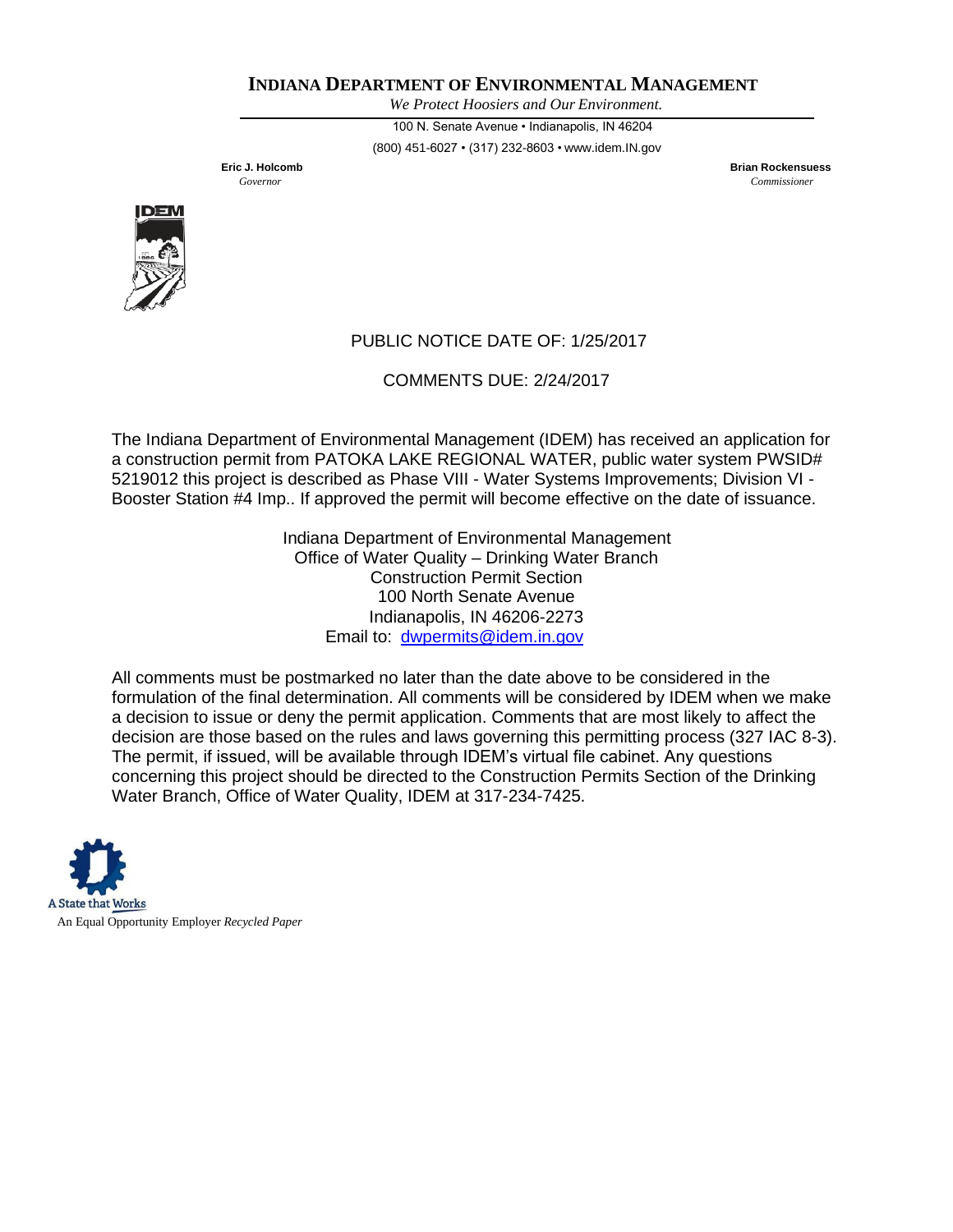**INDIANA DEPARTMENT OF ENVIRONMENTAL MANAGEMENT**

*We Protect Hoosiers and Our Environment.*

100 N. Senate Avenue • Indianapolis, IN 46204

(800) 451-6027 • (317) 232-8603 • www.idem.IN.gov

**Eric J. Holcomb**
*Governor*

**Brian Rockensuess**
*Commissioner*

PUBLIC NOTICE DATE OF: 1/25/2017

COMMENTS DUE: 2/24/2017

The Indiana Department of Environmental Management (IDEM) has received an application for a construction permit from PATOKA LAKE REGIONAL WATER, public water system PWSID# 5219012 this project is described as Phase VIII - Water Systems Improvements; Division VI - Booster Station #4 Imp.. If approved the permit will become effective on the date of issuance.

Indiana Department of Environmental Management
Office of Water Quality – Drinking Water Branch
Construction Permit Section
100 North Senate Avenue
Indianapolis, IN 46206-2273
Email to: dwpermits@idem.in.gov

All comments must be postmarked no later than the date above to be considered in the formulation of the final determination. All comments will be considered by IDEM when we make a decision to issue or deny the permit application. Comments that are most likely to affect the decision are those based on the rules and laws governing this permitting process (327 IAC 8-3). The permit, if issued, will be available through IDEM's virtual file cabinet. Any questions concerning this project should be directed to the Construction Permits Section of the Drinking Water Branch, Office of Water Quality, IDEM at 317-234-7425.

A State that Works

An Equal Opportunity Employer *Recycled Paper*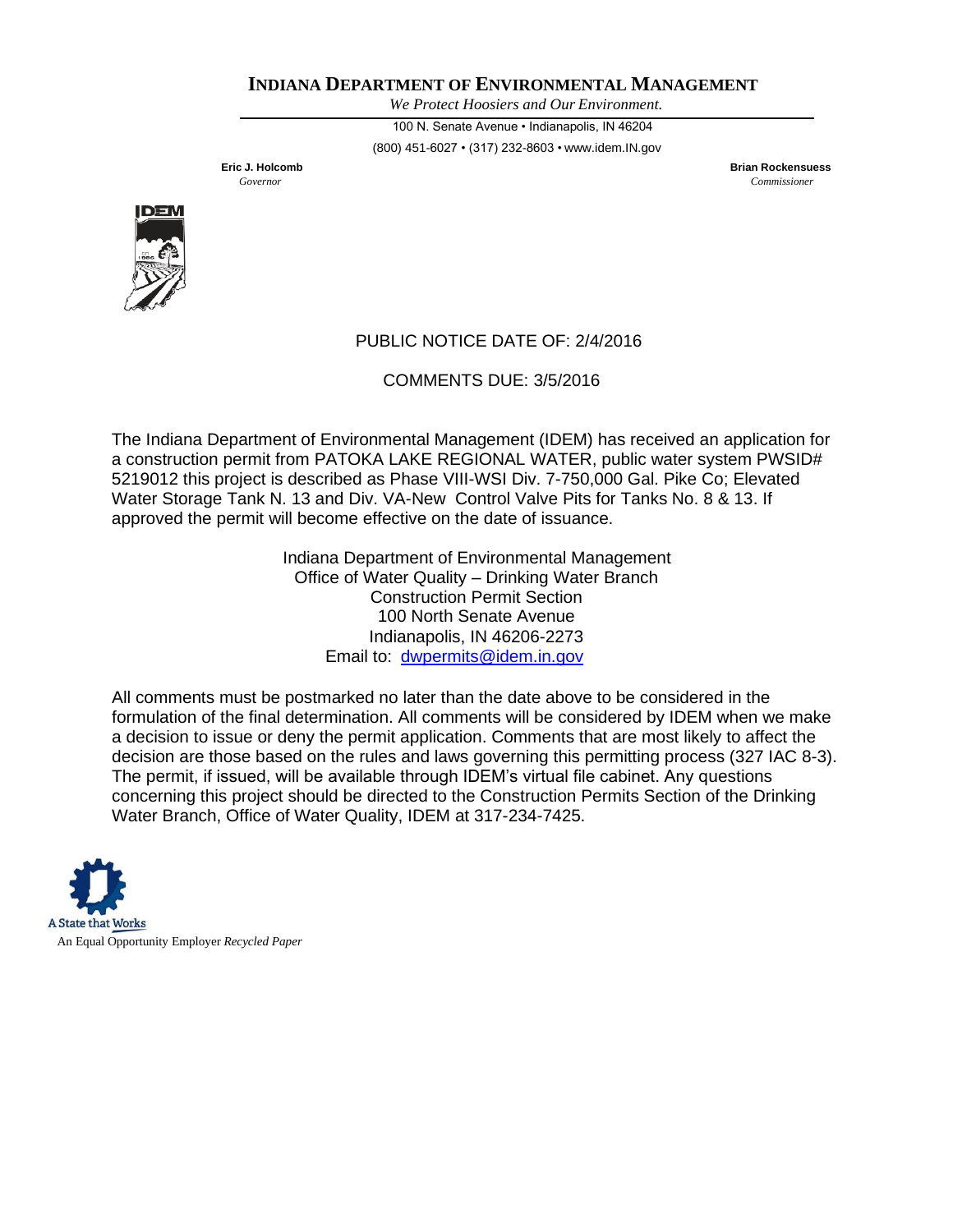# INDIANA DEPARTMENT OF ENVIRONMENTAL MANAGEMENT

*We Protect Hoosiers and Our Environment.*

100 N. Senate Avenue • Indianapolis, IN 46204

(800) 451-6027 • (317) 232-8603 • www.idem.IN.gov

**Eric J. Holcomb**
*Governor*

**Brian Rockensuess**
*Commissioner*

PUBLIC NOTICE DATE OF: 2/4/2016

COMMENTS DUE: 3/5/2016

The Indiana Department of Environmental Management (IDEM) has received an application for a construction permit from PATOKA LAKE REGIONAL WATER, public water system PWSID# 5219012 this project is described as Phase VIII-WSI Div. 7-750,000 Gal. Pike Co; Elevated Water Storage Tank N. 13 and Div. VA-New Control Valve Pits for Tanks No. 8 & 13. If approved the permit will become effective on the date of issuance.

Indiana Department of Environmental Management
Office of Water Quality – Drinking Water Branch
Construction Permit Section
100 North Senate Avenue
Indianapolis, IN 46206-2273
Email to: dwpermits@idem.in.gov

All comments must be postmarked no later than the date above to be considered in the formulation of the final determination. All comments will be considered by IDEM when we make a decision to issue or deny the permit application. Comments that are most likely to affect the decision are those based on the rules and laws governing this permitting process (327 IAC 8-3). The permit, if issued, will be available through IDEM's virtual file cabinet. Any questions concerning this project should be directed to the Construction Permits Section of the Drinking Water Branch, Office of Water Quality, IDEM at 317-234-7425.

A State that Works

An Equal Opportunity Employer *Recycled Paper*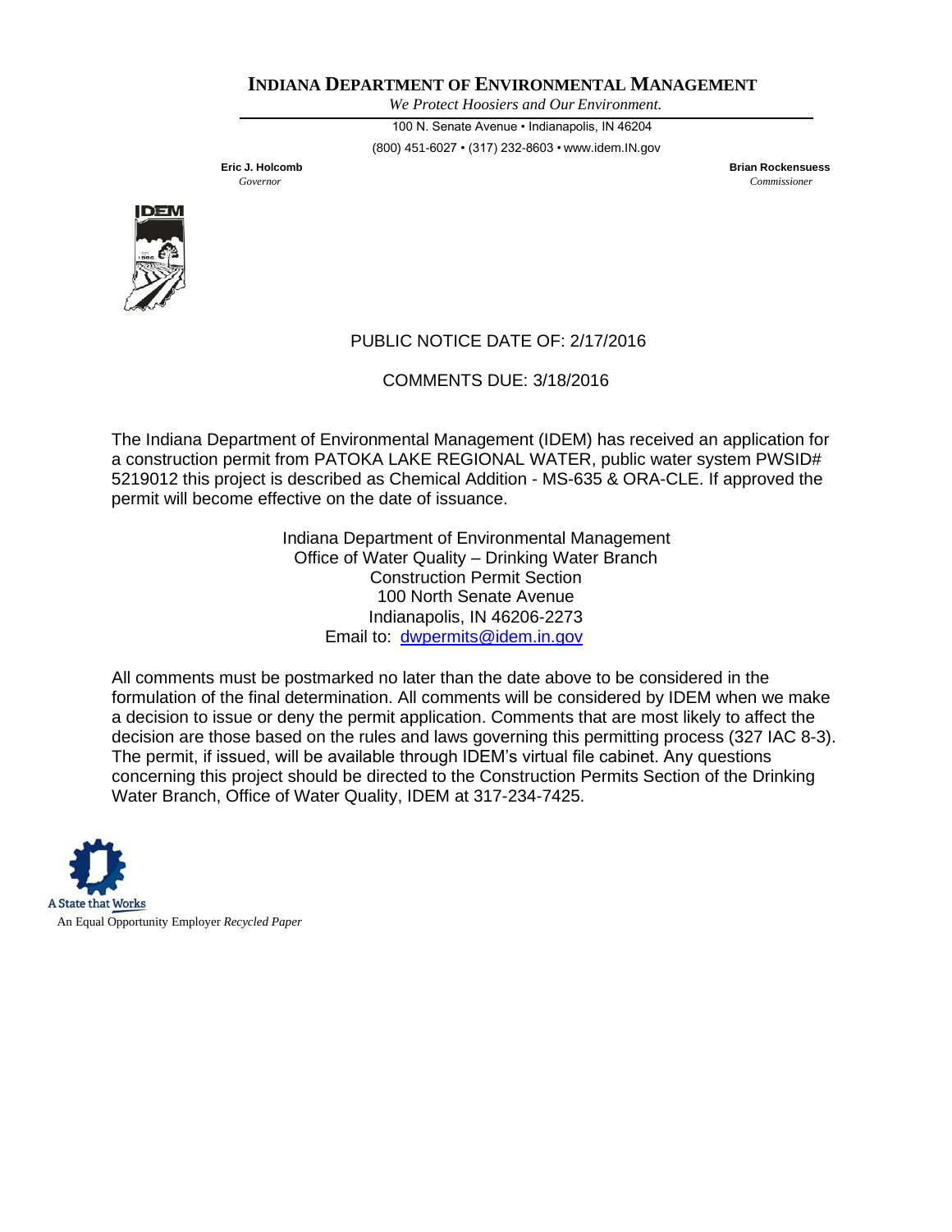# INDIANA DEPARTMENT OF ENVIRONMENTAL MANAGEMENT

*We Protect Hoosiers and Our Environment.*

100 N. Senate Avenue • Indianapolis, IN 46204

(800) 451-6027 • (317) 232-8603 • www.idem.IN.gov

**Eric J. Holcomb**
*Governor*

**Brian Rockensuess**
*Commissioner*

PUBLIC NOTICE DATE OF: 2/17/2016

COMMENTS DUE: 3/18/2016

The Indiana Department of Environmental Management (IDEM) has received an application for a construction permit from PATOKA LAKE REGIONAL WATER, public water system PWSID# 5219012 this project is described as Chemical Addition - MS-635 & ORA-CLE. If approved the permit will become effective on the date of issuance.

Indiana Department of Environmental Management
Office of Water Quality – Drinking Water Branch
Construction Permit Section
100 North Senate Avenue
Indianapolis, IN 46206-2273
Email to: dwpermits@idem.in.gov

All comments must be postmarked no later than the date above to be considered in the formulation of the final determination. All comments will be considered by IDEM when we make a decision to issue or deny the permit application. Comments that are most likely to affect the decision are those based on the rules and laws governing this permitting process (327 IAC 8-3). The permit, if issued, will be available through IDEM's virtual file cabinet. Any questions concerning this project should be directed to the Construction Permits Section of the Drinking Water Branch, Office of Water Quality, IDEM at 317-234-7425.

A State that Works

An Equal Opportunity Employer *Recycled Paper*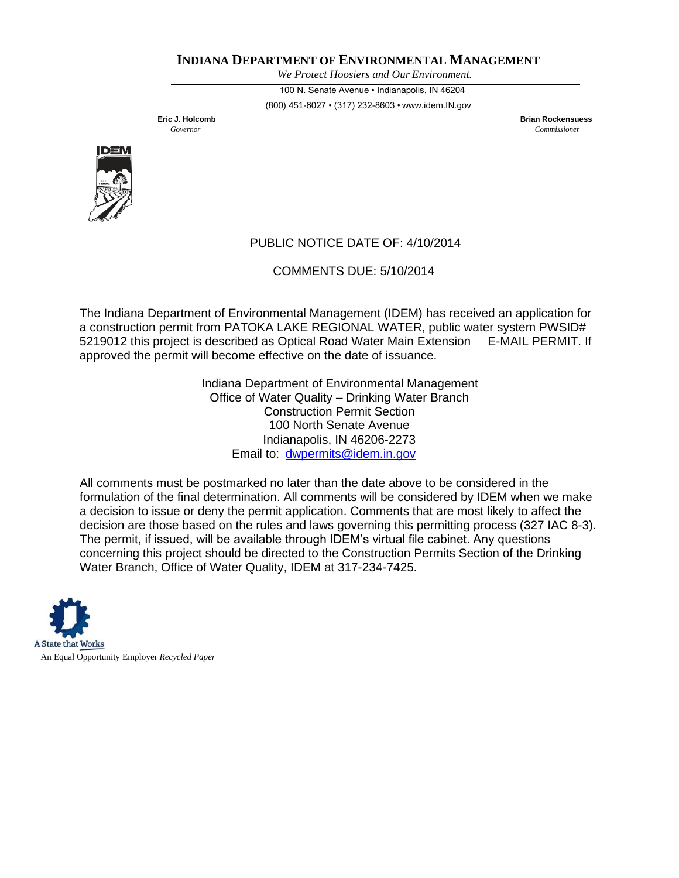**INDIANA DEPARTMENT OF ENVIRONMENTAL MANAGEMENT**

*We Protect Hoosiers and Our Environment.*

100 N. Senate Avenue • Indianapolis, IN 46204

(800) 451-6027 • (317) 232-8603 • www.idem.IN.gov

**Eric J. Holcomb**
*Governor*

**Brian Rockensuess**
*Commissioner*

PUBLIC NOTICE DATE OF: 4/10/2014

COMMENTS DUE: 5/10/2014

The Indiana Department of Environmental Management (IDEM) has received an application for a construction permit from PATOKA LAKE REGIONAL WATER, public water system PWSID# 5219012 this project is described as Optical Road Water Main Extension E-MAIL PERMIT. If approved the permit will become effective on the date of issuance.

Indiana Department of Environmental Management
Office of Water Quality – Drinking Water Branch
Construction Permit Section
100 North Senate Avenue
Indianapolis, IN 46206-2273
Email to: dwpermits@idem.in.gov

All comments must be postmarked no later than the date above to be considered in the formulation of the final determination. All comments will be considered by IDEM when we make a decision to issue or deny the permit application. Comments that are most likely to affect the decision are those based on the rules and laws governing this permitting process (327 IAC 8-3). The permit, if issued, will be available through IDEM's virtual file cabinet. Any questions concerning this project should be directed to the Construction Permits Section of the Drinking Water Branch, Office of Water Quality, IDEM at 317-234-7425.

A State that Works

An Equal Opportunity Employer *Recycled Paper*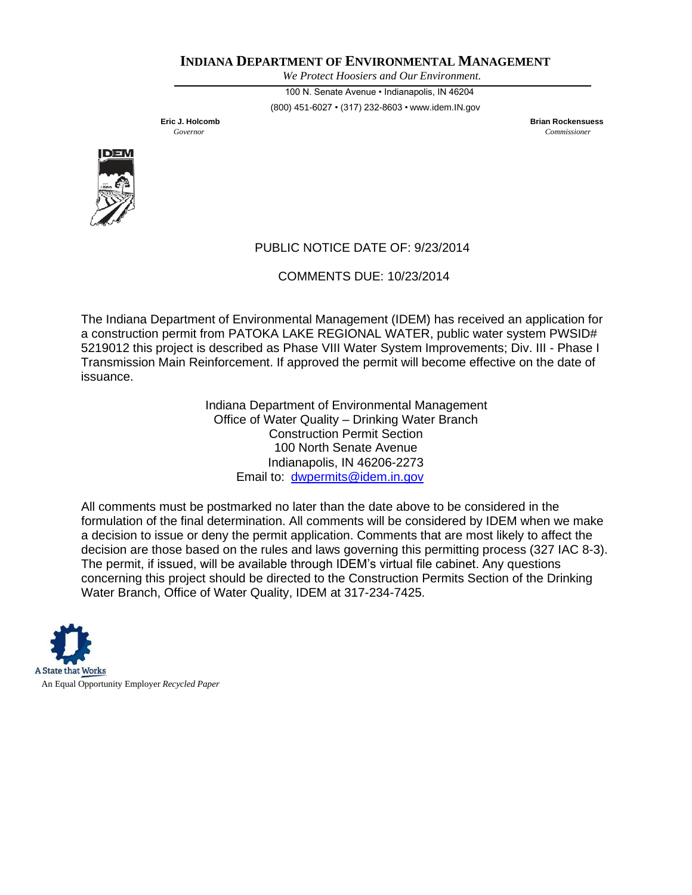# INDIANA DEPARTMENT OF ENVIRONMENTAL MANAGEMENT

*We Protect Hoosiers and Our Environment.*

100 N. Senate Avenue • Indianapolis, IN 46204

(800) 451-6027 • (317) 232-8603 • www.idem.IN.gov

**Eric J. Holcomb**
*Governor*

**Brian Rockensuess**
*Commissioner*

PUBLIC NOTICE DATE OF: 9/23/2014

COMMENTS DUE: 10/23/2014

The Indiana Department of Environmental Management (IDEM) has received an application for a construction permit from PATOKA LAKE REGIONAL WATER, public water system PWSID# 5219012 this project is described as Phase VIII Water System Improvements; Div. III - Phase I Transmission Main Reinforcement. If approved the permit will become effective on the date of issuance.

Indiana Department of Environmental Management
Office of Water Quality – Drinking Water Branch
Construction Permit Section
100 North Senate Avenue
Indianapolis, IN 46206-2273
Email to: dwpermits@idem.in.gov

All comments must be postmarked no later than the date above to be considered in the formulation of the final determination. All comments will be considered by IDEM when we make a decision to issue or deny the permit application. Comments that are most likely to affect the decision are those based on the rules and laws governing this permitting process (327 IAC 8-3). The permit, if issued, will be available through IDEM's virtual file cabinet. Any questions concerning this project should be directed to the Construction Permits Section of the Drinking Water Branch, Office of Water Quality, IDEM at 317-234-7425.

A State that Works

An Equal Opportunity Employer *Recycled Paper*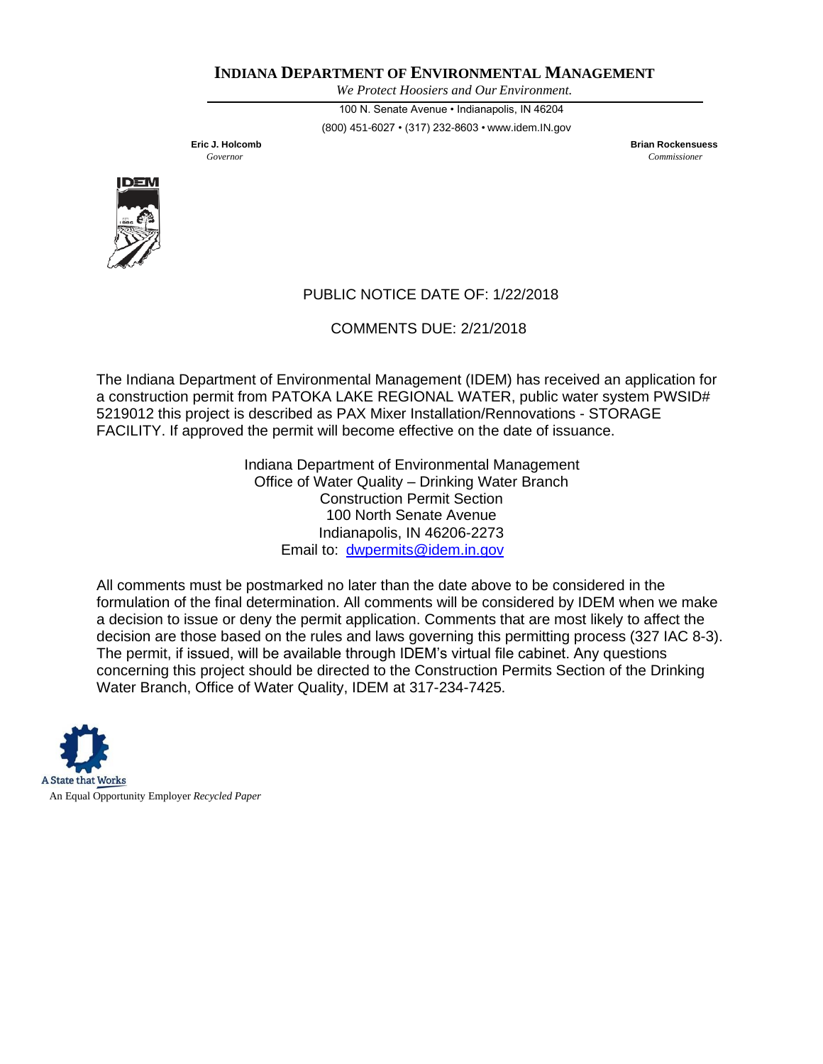**INDIANA DEPARTMENT OF ENVIRONMENTAL MANAGEMENT**

*We Protect Hoosiers and Our Environment.*

100 N. Senate Avenue • Indianapolis, IN 46204

(800) 451-6027 • (317) 232-8603 • www.idem.IN.gov

**Eric J. Holcomb**
*Governor*

**Brian Rockensuess**
*Commissioner*

PUBLIC NOTICE DATE OF: 1/22/2018

COMMENTS DUE: 2/21/2018

The Indiana Department of Environmental Management (IDEM) has received an application for a construction permit from PATOKA LAKE REGIONAL WATER, public water system PWSID# 5219012 this project is described as PAX Mixer Installation/Rennovations - STORAGE FACILITY. If approved the permit will become effective on the date of issuance.

Indiana Department of Environmental Management
Office of Water Quality – Drinking Water Branch
Construction Permit Section
100 North Senate Avenue
Indianapolis, IN 46206-2273
Email to: dwpermits@idem.in.gov

All comments must be postmarked no later than the date above to be considered in the formulation of the final determination. All comments will be considered by IDEM when we make a decision to issue or deny the permit application. Comments that are most likely to affect the decision are those based on the rules and laws governing this permitting process (327 IAC 8-3). The permit, if issued, will be available through IDEM's virtual file cabinet. Any questions concerning this project should be directed to the Construction Permits Section of the Drinking Water Branch, Office of Water Quality, IDEM at 317-234-7425.

A State that Works

An Equal Opportunity Employer *Recycled Paper*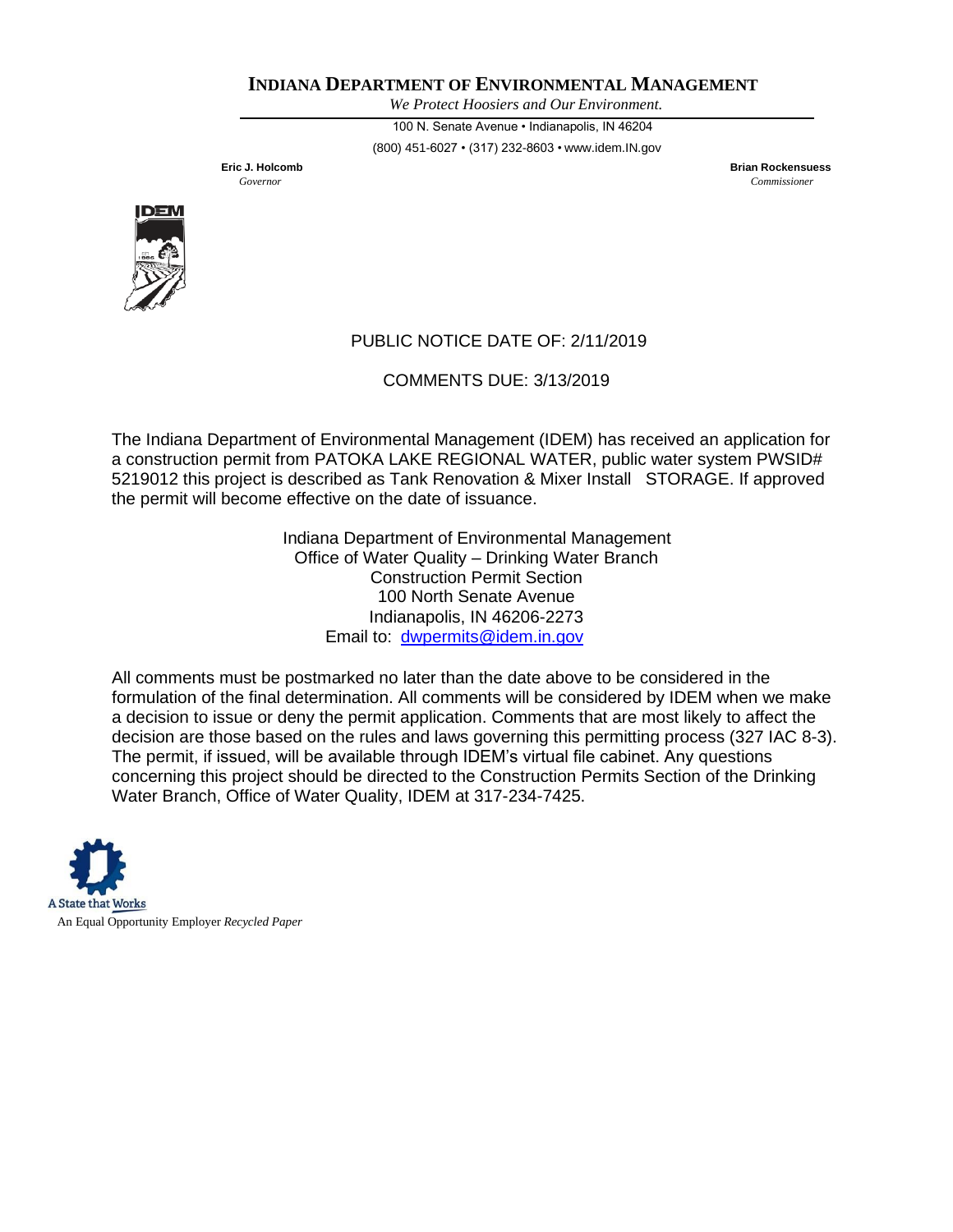# INDIANA DEPARTMENT OF ENVIRONMENTAL MANAGEMENT

*We Protect Hoosiers and Our Environment.*

100 N. Senate Avenue • Indianapolis, IN 46204

(800) 451-6027 • (317) 232-8603 • www.idem.IN.gov

**Eric J. Holcomb**
*Governor*

**Brian Rockensuess**
*Commissioner*

PUBLIC NOTICE DATE OF: 2/11/2019

COMMENTS DUE: 3/13/2019

The Indiana Department of Environmental Management (IDEM) has received an application for a construction permit from PATOKA LAKE REGIONAL WATER, public water system PWSID# 5219012 this project is described as Tank Renovation & Mixer Install STORAGE. If approved the permit will become effective on the date of issuance.

Indiana Department of Environmental Management
Office of Water Quality – Drinking Water Branch
Construction Permit Section
100 North Senate Avenue
Indianapolis, IN 46206-2273
Email to: dwpermits@idem.in.gov

All comments must be postmarked no later than the date above to be considered in the formulation of the final determination. All comments will be considered by IDEM when we make a decision to issue or deny the permit application. Comments that are most likely to affect the decision are those based on the rules and laws governing this permitting process (327 IAC 8-3). The permit, if issued, will be available through IDEM's virtual file cabinet. Any questions concerning this project should be directed to the Construction Permits Section of the Drinking Water Branch, Office of Water Quality, IDEM at 317-234-7425.

A State that Works

An Equal Opportunity Employer *Recycled Paper*